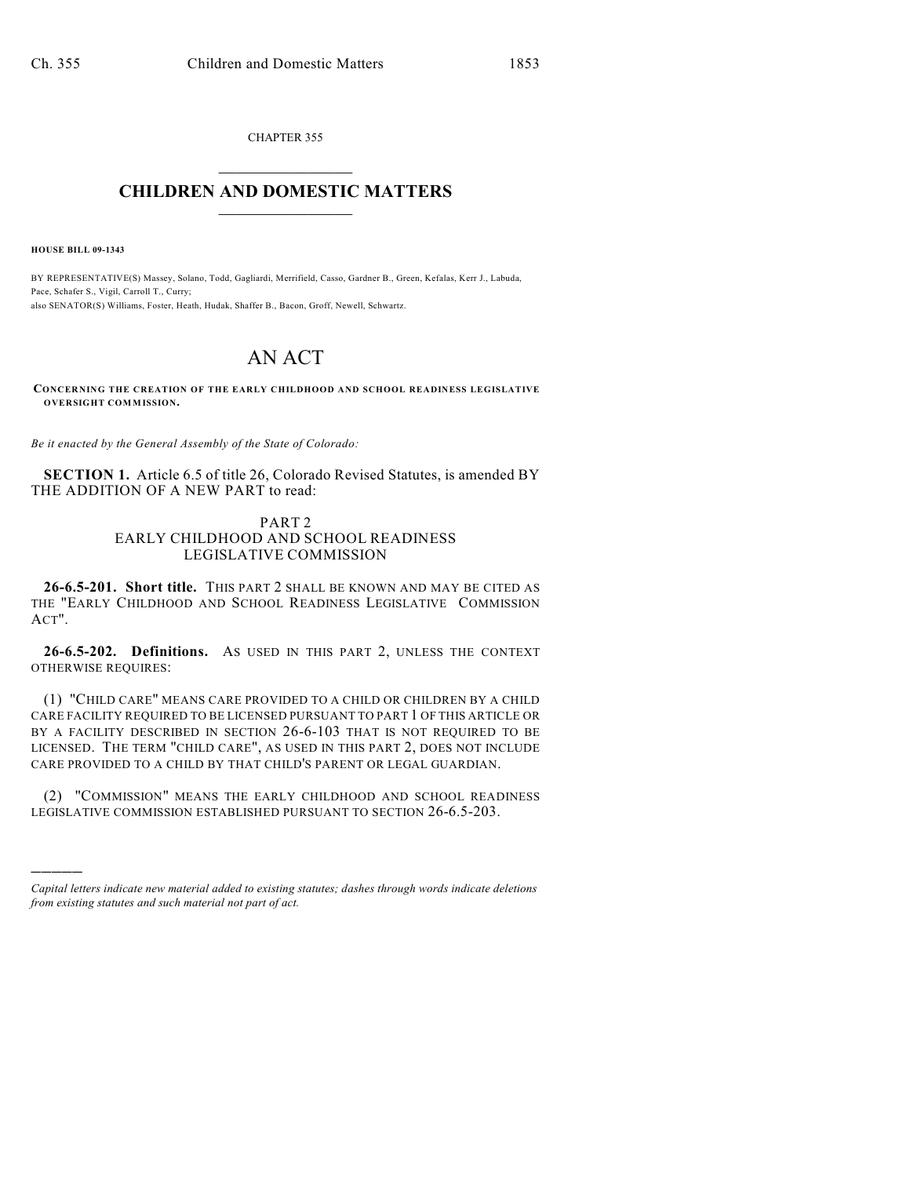CHAPTER 355

# CHILDREN AND DOMESTIC MATTERS

**HOUSE BILL 09-1343**

BY REPRESENTATIVE(S) Massey, Solano, Todd, Gagliardi, Merrifield, Casso, Gardner B., Green, Kefalas, Kerr J., Labuda, Pace, Schafer S., Vigil, Carroll T., Curry;
also SENATOR(S) Williams, Foster, Heath, Hudak, Shaffer B., Bacon, Groff, Newell, Schwartz.

# AN ACT

**CONCERNING THE CREATION OF THE EARLY CHILDHOOD AND SCHOOL READINESS LEGISLATIVE OVERSIGHT COMMISSION.**

*Be it enacted by the General Assembly of the State of Colorado:*

**SECTION 1.** Article 6.5 of title 26, Colorado Revised Statutes, is amended BY THE ADDITION OF A NEW PART to read:

PART 2
EARLY CHILDHOOD AND SCHOOL READINESS LEGISLATIVE COMMISSION

**26-6.5-201. Short title.** THIS PART 2 SHALL BE KNOWN AND MAY BE CITED AS THE "EARLY CHILDHOOD AND SCHOOL READINESS LEGISLATIVE COMMISSION ACT".

**26-6.5-202. Definitions.** AS USED IN THIS PART 2, UNLESS THE CONTEXT OTHERWISE REQUIRES:

(1) "CHILD CARE" MEANS CARE PROVIDED TO A CHILD OR CHILDREN BY A CHILD CARE FACILITY REQUIRED TO BE LICENSED PURSUANT TO PART 1 OF THIS ARTICLE OR BY A FACILITY DESCRIBED IN SECTION 26-6-103 THAT IS NOT REQUIRED TO BE LICENSED. THE TERM "CHILD CARE", AS USED IN THIS PART 2, DOES NOT INCLUDE CARE PROVIDED TO A CHILD BY THAT CHILD'S PARENT OR LEGAL GUARDIAN.

(2) "COMMISSION" MEANS THE EARLY CHILDHOOD AND SCHOOL READINESS LEGISLATIVE COMMISSION ESTABLISHED PURSUANT TO SECTION 26-6.5-203.

---

*Capital letters indicate new material added to existing statutes; dashes through words indicate deletions from existing statutes and such material not part of act.*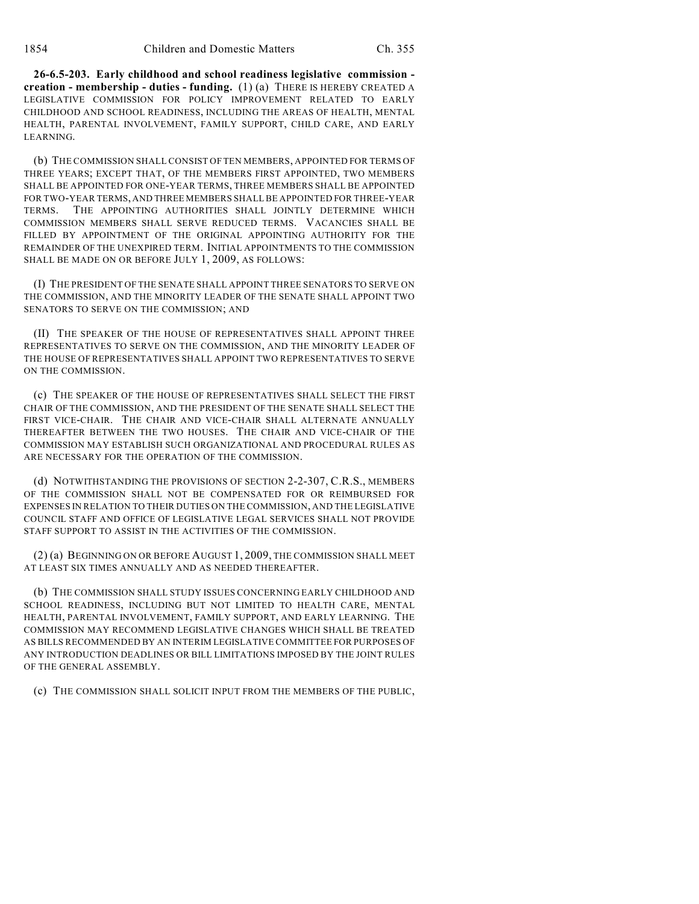**26-6.5-203. Early childhood and school readiness legislative commission - creation - membership - duties - funding.** (1) (a) THERE IS HEREBY CREATED A LEGISLATIVE COMMISSION FOR POLICY IMPROVEMENT RELATED TO EARLY CHILDHOOD AND SCHOOL READINESS, INCLUDING THE AREAS OF HEALTH, MENTAL HEALTH, PARENTAL INVOLVEMENT, FAMILY SUPPORT, CHILD CARE, AND EARLY LEARNING.

(b) THE COMMISSION SHALL CONSIST OF TEN MEMBERS, APPOINTED FOR TERMS OF THREE YEARS; EXCEPT THAT, OF THE MEMBERS FIRST APPOINTED, TWO MEMBERS SHALL BE APPOINTED FOR ONE-YEAR TERMS, THREE MEMBERS SHALL BE APPOINTED FOR TWO-YEAR TERMS, AND THREE MEMBERS SHALL BE APPOINTED FOR THREE-YEAR TERMS. THE APPOINTING AUTHORITIES SHALL JOINTLY DETERMINE WHICH COMMISSION MEMBERS SHALL SERVE REDUCED TERMS. VACANCIES SHALL BE FILLED BY APPOINTMENT OF THE ORIGINAL APPOINTING AUTHORITY FOR THE REMAINDER OF THE UNEXPIRED TERM. INITIAL APPOINTMENTS TO THE COMMISSION SHALL BE MADE ON OR BEFORE JULY 1, 2009, AS FOLLOWS:

(I) THE PRESIDENT OF THE SENATE SHALL APPOINT THREE SENATORS TO SERVE ON THE COMMISSION, AND THE MINORITY LEADER OF THE SENATE SHALL APPOINT TWO SENATORS TO SERVE ON THE COMMISSION; AND

(II) THE SPEAKER OF THE HOUSE OF REPRESENTATIVES SHALL APPOINT THREE REPRESENTATIVES TO SERVE ON THE COMMISSION, AND THE MINORITY LEADER OF THE HOUSE OF REPRESENTATIVES SHALL APPOINT TWO REPRESENTATIVES TO SERVE ON THE COMMISSION.

(c) THE SPEAKER OF THE HOUSE OF REPRESENTATIVES SHALL SELECT THE FIRST CHAIR OF THE COMMISSION, AND THE PRESIDENT OF THE SENATE SHALL SELECT THE FIRST VICE-CHAIR. THE CHAIR AND VICE-CHAIR SHALL ALTERNATE ANNUALLY THEREAFTER BETWEEN THE TWO HOUSES. THE CHAIR AND VICE-CHAIR OF THE COMMISSION MAY ESTABLISH SUCH ORGANIZATIONAL AND PROCEDURAL RULES AS ARE NECESSARY FOR THE OPERATION OF THE COMMISSION.

(d) NOTWITHSTANDING THE PROVISIONS OF SECTION 2-2-307, C.R.S., MEMBERS OF THE COMMISSION SHALL NOT BE COMPENSATED FOR OR REIMBURSED FOR EXPENSES IN RELATION TO THEIR DUTIES ON THE COMMISSION, AND THE LEGISLATIVE COUNCIL STAFF AND OFFICE OF LEGISLATIVE LEGAL SERVICES SHALL NOT PROVIDE STAFF SUPPORT TO ASSIST IN THE ACTIVITIES OF THE COMMISSION.

(2) (a) BEGINNING ON OR BEFORE AUGUST 1, 2009, THE COMMISSION SHALL MEET AT LEAST SIX TIMES ANNUALLY AND AS NEEDED THEREAFTER.

(b) THE COMMISSION SHALL STUDY ISSUES CONCERNING EARLY CHILDHOOD AND SCHOOL READINESS, INCLUDING BUT NOT LIMITED TO HEALTH CARE, MENTAL HEALTH, PARENTAL INVOLVEMENT, FAMILY SUPPORT, AND EARLY LEARNING. THE COMMISSION MAY RECOMMEND LEGISLATIVE CHANGES WHICH SHALL BE TREATED AS BILLS RECOMMENDED BY AN INTERIM LEGISLATIVE COMMITTEE FOR PURPOSES OF ANY INTRODUCTION DEADLINES OR BILL LIMITATIONS IMPOSED BY THE JOINT RULES OF THE GENERAL ASSEMBLY.

(c) THE COMMISSION SHALL SOLICIT INPUT FROM THE MEMBERS OF THE PUBLIC,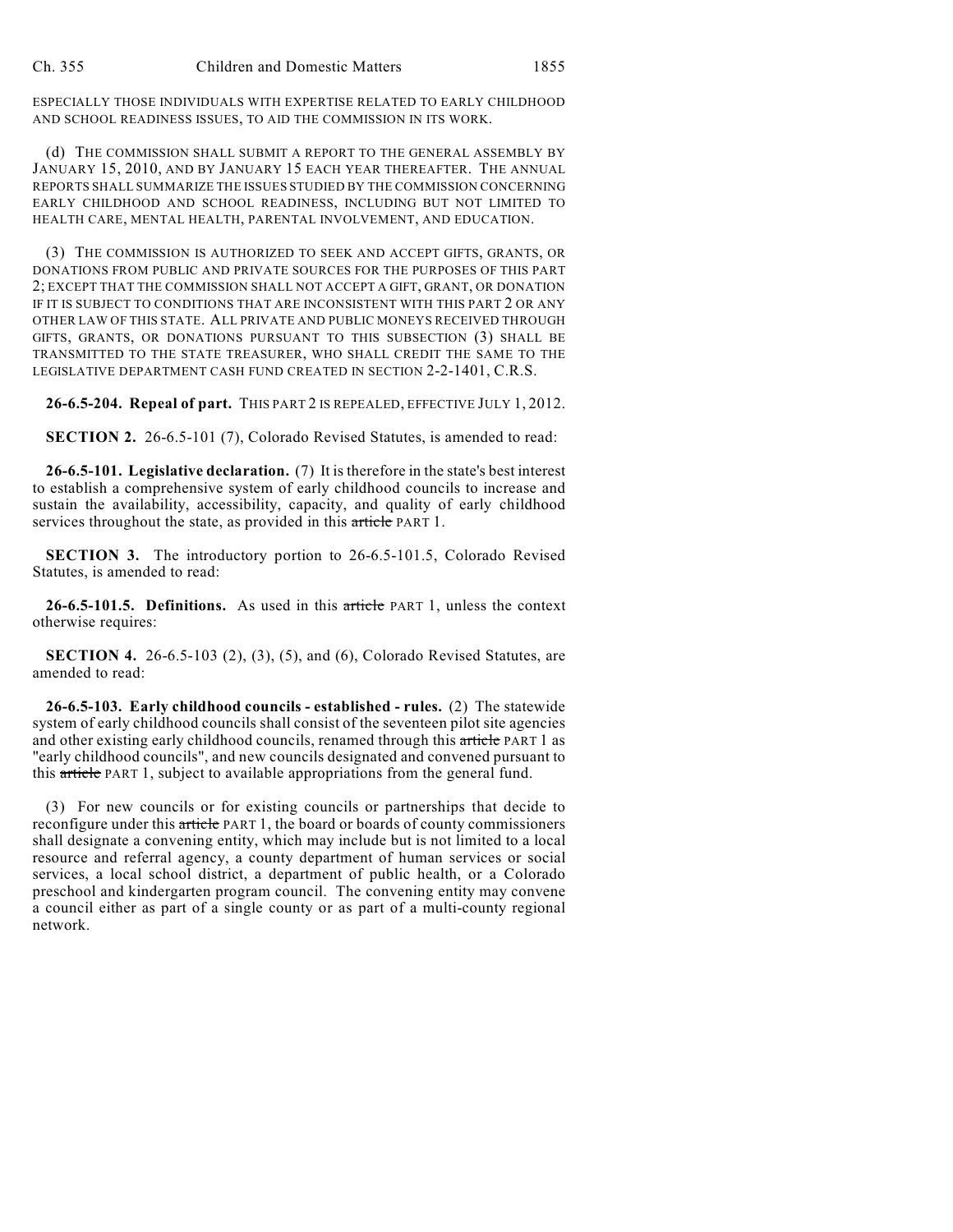ESPECIALLY THOSE INDIVIDUALS WITH EXPERTISE RELATED TO EARLY CHILDHOOD AND SCHOOL READINESS ISSUES, TO AID THE COMMISSION IN ITS WORK.

(d) THE COMMISSION SHALL SUBMIT A REPORT TO THE GENERAL ASSEMBLY BY JANUARY 15, 2010, AND BY JANUARY 15 EACH YEAR THEREAFTER. THE ANNUAL REPORTS SHALL SUMMARIZE THE ISSUES STUDIED BY THE COMMISSION CONCERNING EARLY CHILDHOOD AND SCHOOL READINESS, INCLUDING BUT NOT LIMITED TO HEALTH CARE, MENTAL HEALTH, PARENTAL INVOLVEMENT, AND EDUCATION.

(3) THE COMMISSION IS AUTHORIZED TO SEEK AND ACCEPT GIFTS, GRANTS, OR DONATIONS FROM PUBLIC AND PRIVATE SOURCES FOR THE PURPOSES OF THIS PART 2; EXCEPT THAT THE COMMISSION SHALL NOT ACCEPT A GIFT, GRANT, OR DONATION IF IT IS SUBJECT TO CONDITIONS THAT ARE INCONSISTENT WITH THIS PART 2 OR ANY OTHER LAW OF THIS STATE. ALL PRIVATE AND PUBLIC MONEYS RECEIVED THROUGH GIFTS, GRANTS, OR DONATIONS PURSUANT TO THIS SUBSECTION (3) SHALL BE TRANSMITTED TO THE STATE TREASURER, WHO SHALL CREDIT THE SAME TO THE LEGISLATIVE DEPARTMENT CASH FUND CREATED IN SECTION 2-2-1401, C.R.S.

**26-6.5-204. Repeal of part.** THIS PART 2 IS REPEALED, EFFECTIVE JULY 1, 2012.

**SECTION 2.** 26-6.5-101 (7), Colorado Revised Statutes, is amended to read:

**26-6.5-101. Legislative declaration.** (7) It is therefore in the state's best interest to establish a comprehensive system of early childhood councils to increase and sustain the availability, accessibility, capacity, and quality of early childhood services throughout the state, as provided in this ~~article~~ PART 1.

**SECTION 3.** The introductory portion to 26-6.5-101.5, Colorado Revised Statutes, is amended to read:

**26-6.5-101.5. Definitions.** As used in this ~~article~~ PART 1, unless the context otherwise requires:

**SECTION 4.** 26-6.5-103 (2), (3), (5), and (6), Colorado Revised Statutes, are amended to read:

**26-6.5-103. Early childhood councils - established - rules.** (2) The statewide system of early childhood councils shall consist of the seventeen pilot site agencies and other existing early childhood councils, renamed through this ~~article~~ PART 1 as "early childhood councils", and new councils designated and convened pursuant to this ~~article~~ PART 1, subject to available appropriations from the general fund.

(3) For new councils or for existing councils or partnerships that decide to reconfigure under this ~~article~~ PART 1, the board or boards of county commissioners shall designate a convening entity, which may include but is not limited to a local resource and referral agency, a county department of human services or social services, a local school district, a department of public health, or a Colorado preschool and kindergarten program council. The convening entity may convene a council either as part of a single county or as part of a multi-county regional network.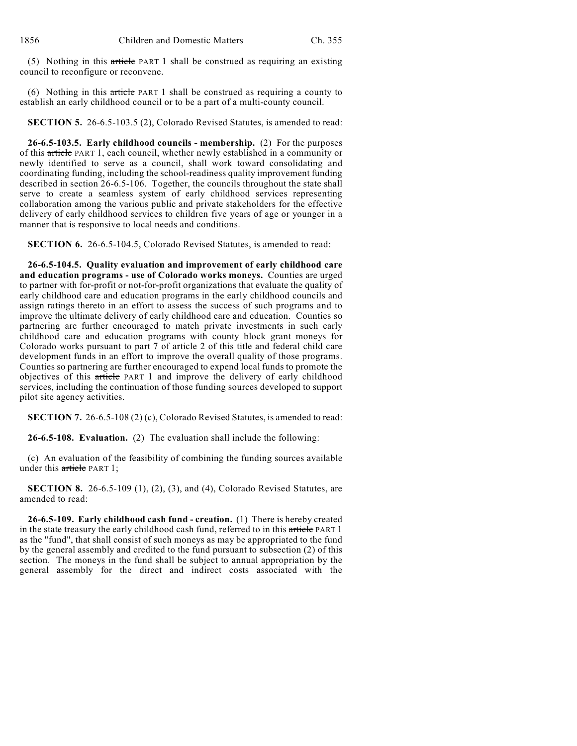(5) Nothing in this ~~article~~ PART 1 shall be construed as requiring an existing council to reconfigure or reconvene.

(6) Nothing in this ~~article~~ PART 1 shall be construed as requiring a county to establish an early childhood council or to be a part of a multi-county council.

**SECTION 5.** 26-6.5-103.5 (2), Colorado Revised Statutes, is amended to read:

**26-6.5-103.5. Early childhood councils - membership.** (2) For the purposes of this ~~article~~ PART 1, each council, whether newly established in a community or newly identified to serve as a council, shall work toward consolidating and coordinating funding, including the school-readiness quality improvement funding described in section 26-6.5-106. Together, the councils throughout the state shall serve to create a seamless system of early childhood services representing collaboration among the various public and private stakeholders for the effective delivery of early childhood services to children five years of age or younger in a manner that is responsive to local needs and conditions.

**SECTION 6.** 26-6.5-104.5, Colorado Revised Statutes, is amended to read:

**26-6.5-104.5. Quality evaluation and improvement of early childhood care and education programs - use of Colorado works moneys.** Counties are urged to partner with for-profit or not-for-profit organizations that evaluate the quality of early childhood care and education programs in the early childhood councils and assign ratings thereto in an effort to assess the success of such programs and to improve the ultimate delivery of early childhood care and education. Counties so partnering are further encouraged to match private investments in such early childhood care and education programs with county block grant moneys for Colorado works pursuant to part 7 of article 2 of this title and federal child care development funds in an effort to improve the overall quality of those programs. Counties so partnering are further encouraged to expend local funds to promote the objectives of this ~~article~~ PART 1 and improve the delivery of early childhood services, including the continuation of those funding sources developed to support pilot site agency activities.

**SECTION 7.** 26-6.5-108 (2) (c), Colorado Revised Statutes, is amended to read:

**26-6.5-108. Evaluation.** (2) The evaluation shall include the following:

(c) An evaluation of the feasibility of combining the funding sources available under this ~~article~~ PART 1;

**SECTION 8.** 26-6.5-109 (1), (2), (3), and (4), Colorado Revised Statutes, are amended to read:

**26-6.5-109. Early childhood cash fund - creation.** (1) There is hereby created in the state treasury the early childhood cash fund, referred to in this ~~article~~ PART 1 as the "fund", that shall consist of such moneys as may be appropriated to the fund by the general assembly and credited to the fund pursuant to subsection (2) of this section. The moneys in the fund shall be subject to annual appropriation by the general assembly for the direct and indirect costs associated with the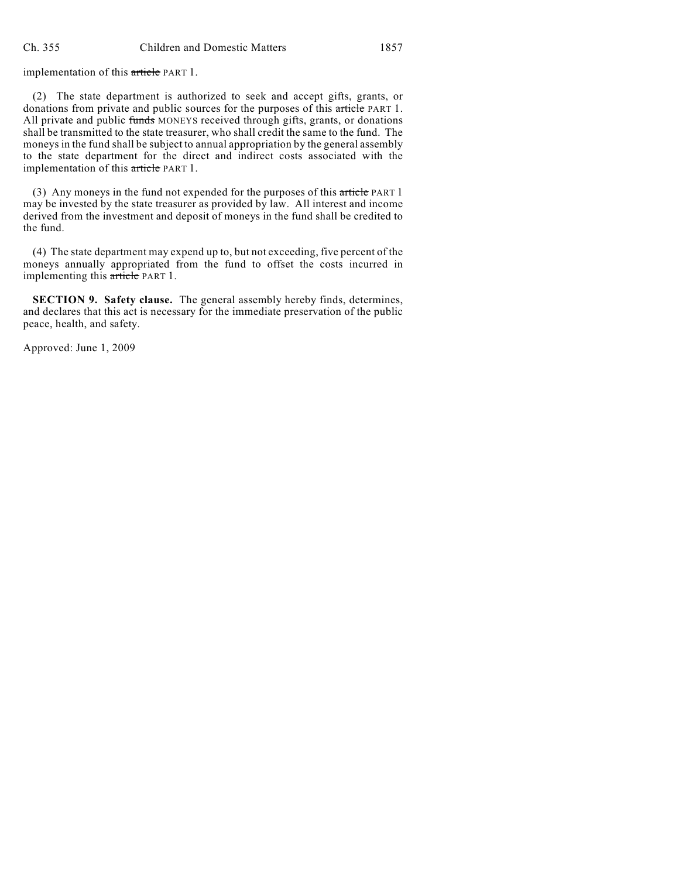implementation of this ~~article~~ PART 1.

(2) The state department is authorized to seek and accept gifts, grants, or donations from private and public sources for the purposes of this ~~article~~ PART 1. All private and public ~~funds~~ MONEYS received through gifts, grants, or donations shall be transmitted to the state treasurer, who shall credit the same to the fund. The moneys in the fund shall be subject to annual appropriation by the general assembly to the state department for the direct and indirect costs associated with the implementation of this ~~article~~ PART 1.

(3) Any moneys in the fund not expended for the purposes of this ~~article~~ PART 1 may be invested by the state treasurer as provided by law. All interest and income derived from the investment and deposit of moneys in the fund shall be credited to the fund.

(4) The state department may expend up to, but not exceeding, five percent of the moneys annually appropriated from the fund to offset the costs incurred in implementing this ~~article~~ PART 1.

**SECTION 9. Safety clause.** The general assembly hereby finds, determines, and declares that this act is necessary for the immediate preservation of the public peace, health, and safety.

Approved: June 1, 2009